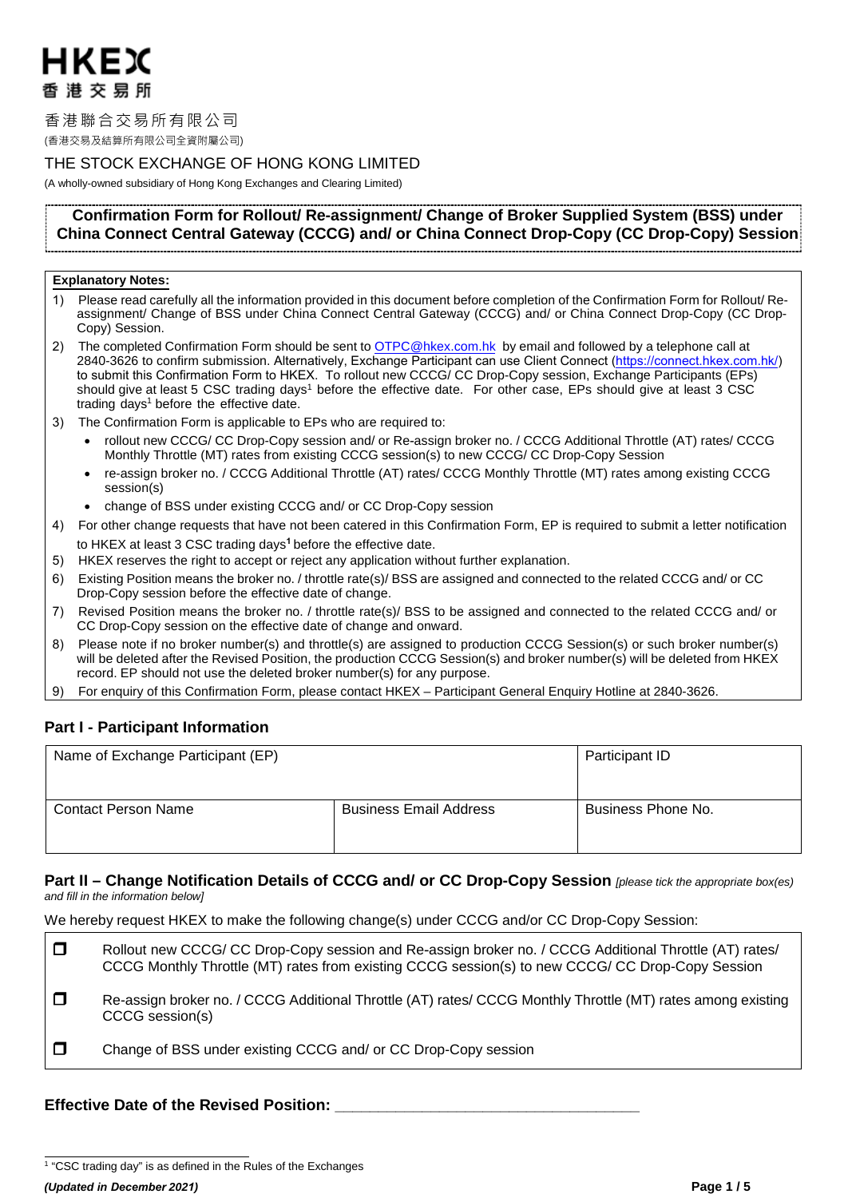# HKEX
香 港 交 易 所

香港聯合交易所有限公司
(香港交易及結算所有限公司全資附屬公司)

THE STOCK EXCHANGE OF HONG KONG LIMITED
(A wholly-owned subsidiary of Hong Kong Exchanges and Clearing Limited)

## Confirmation Form for Rollout/ Re-assignment/ Change of Broker Supplied System (BSS) under China Connect Central Gateway (CCCG) and/ or China Connect Drop-Copy (CC Drop-Copy) Session

**Explanatory Notes:**

1) Please read carefully all the information provided in this document before completion of the Confirmation Form for Rollout/ Re-assignment/ Change of BSS under China Connect Central Gateway (CCCG) and/ or China Connect Drop-Copy (CC Drop-Copy) Session.
2) The completed Confirmation Form should be sent to OTPC@hkex.com.hk by email and followed by a telephone call at 2840-3626 to confirm submission. Alternatively, Exchange Participant can use Client Connect (https://connect.hkex.com.hk/) to submit this Confirmation Form to HKEX. To rollout new CCCG/ CC Drop-Copy session, Exchange Participants (EPs) should give at least 5 CSC trading days[1] before the effective date. For other case, EPs should give at least 3 CSC trading days[1] before the effective date.
3) The Confirmation Form is applicable to EPs who are required to:
   - rollout new CCCG/ CC Drop-Copy session and/ or Re-assign broker no. / CCCG Additional Throttle (AT) rates/ CCCG Monthly Throttle (MT) rates from existing CCCG session(s) to new CCCG/ CC Drop-Copy Session
   - re-assign broker no. / CCCG Additional Throttle (AT) rates/ CCCG Monthly Throttle (MT) rates among existing CCCG session(s)
   - change of BSS under existing CCCG and/ or CC Drop-Copy session
4) For other change requests that have not been catered in this Confirmation Form, EP is required to submit a letter notification to HKEX at least 3 CSC trading days[1] before the effective date.
5) HKEX reserves the right to accept or reject any application without further explanation.
6) Existing Position means the broker no. / throttle rate(s)/ BSS are assigned and connected to the related CCCG and/ or CC Drop-Copy session before the effective date of change.
7) Revised Position means the broker no. / throttle rate(s)/ BSS to be assigned and connected to the related CCCG and/ or CC Drop-Copy session on the effective date of change and onward.
8) Please note if no broker number(s) and throttle(s) are assigned to production CCCG Session(s) or such broker number(s) will be deleted after the Revised Position, the production CCCG Session(s) and broker number(s) will be deleted from HKEX record. EP should not use the deleted broker number(s) for any purpose.
9) For enquiry of this Confirmation Form, please contact HKEX – Participant General Enquiry Hotline at 2840-3626.

### Part I - Participant Information

| Name of Exchange Participant (EP) | | Participant ID |
|---|---|---|
| | | |
| Contact Person Name | Business Email Address | Business Phone No. |
| | | |

### Part II – Change Notification Details of CCCG and/ or CC Drop-Copy Session *[please tick the appropriate box(es) and fill in the information below]*

We hereby request HKEX to make the following change(s) under CCCG and/or CC Drop-Copy Session:

- ☐ Rollout new CCCG/ CC Drop-Copy session and Re-assign broker no. / CCCG Additional Throttle (AT) rates/ CCCG Monthly Throttle (MT) rates from existing CCCG session(s) to new CCCG/ CC Drop-Copy Session
- ☐ Re-assign broker no. / CCCG Additional Throttle (AT) rates/ CCCG Monthly Throttle (MT) rates among existing CCCG session(s)
- ☐ Change of BSS under existing CCCG and/ or CC Drop-Copy session

**Effective Date of the Revised Position: ___________________________________**

[1] "CSC trading day" is as defined in the Rules of the Exchanges

*(Updated in December 2021)*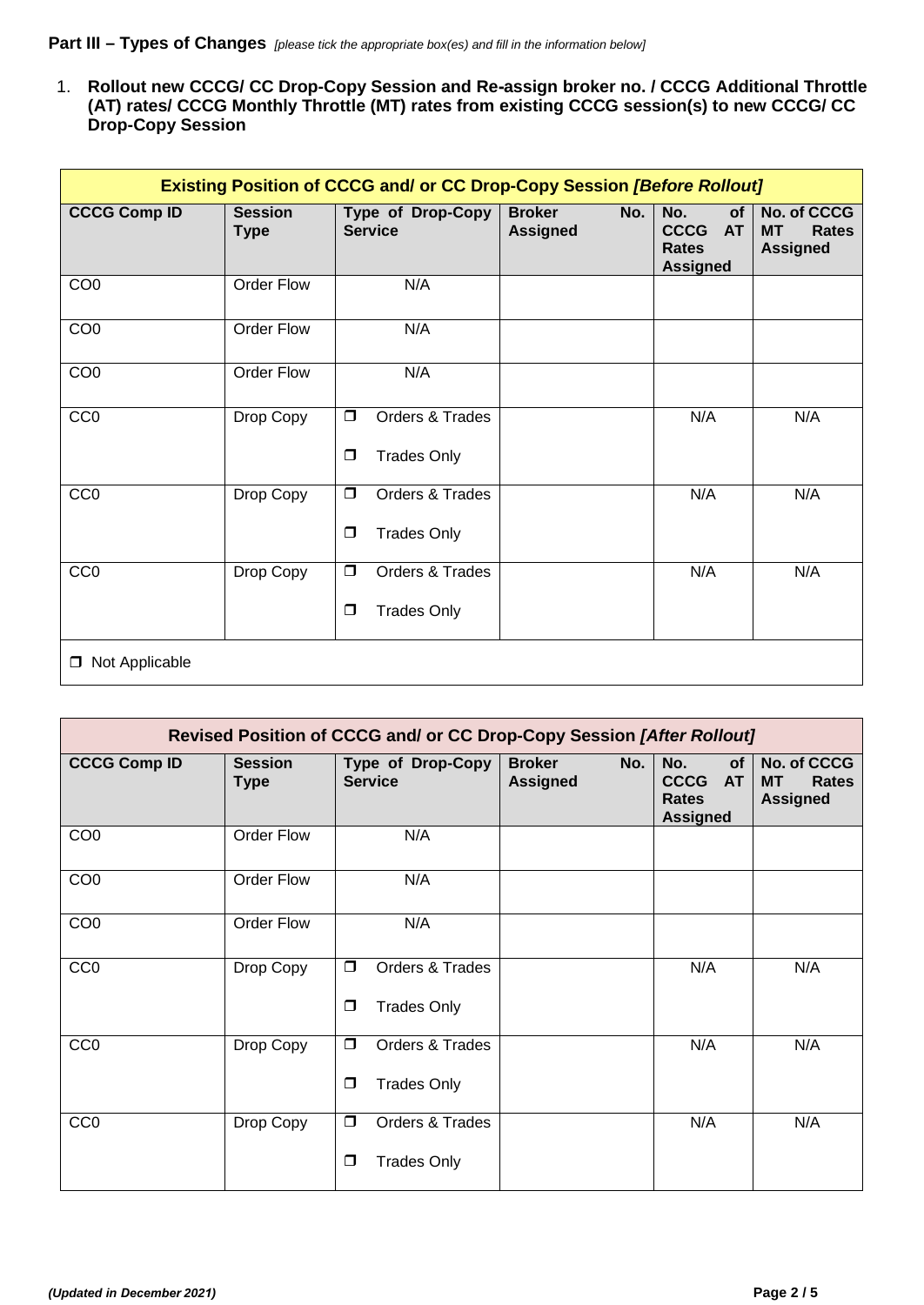**Part III – Types of Changes** *[please tick the appropriate box(es) and fill in the information below]*

1. **Rollout new CCCG/ CC Drop-Copy Session and Re-assign broker no. / CCCG Additional Throttle (AT) rates/ CCCG Monthly Throttle (MT) rates from existing CCCG session(s) to new CCCG/ CC Drop-Copy Session**

| Existing Position of CCCG and/ or CC Drop-Copy Session *[Before Rollout]* | | | | | |
|---|---|---|---|---|---|
| **CCCG Comp ID** | **Session Type** | **Type of Drop-Copy Service** | **Broker No. Assigned** | **No. of CCCG AT Rates Assigned** | **No. of CCCG MT Rates Assigned** |
| CO0 | Order Flow | N/A | | | |
| CO0 | Order Flow | N/A | | | |
| CO0 | Order Flow | N/A | | | |
| CC0 | Drop Copy | ❒ Orders & Trades<br>❒ Trades Only | | N/A | N/A |
| CC0 | Drop Copy | ❒ Orders & Trades<br>❒ Trades Only | | N/A | N/A |
| CC0 | Drop Copy | ❒ Orders & Trades<br>❒ Trades Only | | N/A | N/A |
| ❒ Not Applicable | | | | | |

| Revised Position of CCCG and/ or CC Drop-Copy Session *[After Rollout]* | | | | | |
|---|---|---|---|---|---|
| **CCCG Comp ID** | **Session Type** | **Type of Drop-Copy Service** | **Broker No. Assigned** | **No. of CCCG AT Rates Assigned** | **No. of CCCG MT Rates Assigned** |
| CO0 | Order Flow | N/A | | | |
| CO0 | Order Flow | N/A | | | |
| CO0 | Order Flow | N/A | | | |
| CC0 | Drop Copy | ❒ Orders & Trades<br>❒ Trades Only | | N/A | N/A |
| CC0 | Drop Copy | ❒ Orders & Trades<br>❒ Trades Only | | N/A | N/A |
| CC0 | Drop Copy | ❒ Orders & Trades<br>❒ Trades Only | | N/A | N/A |

*(Updated in December 2021)*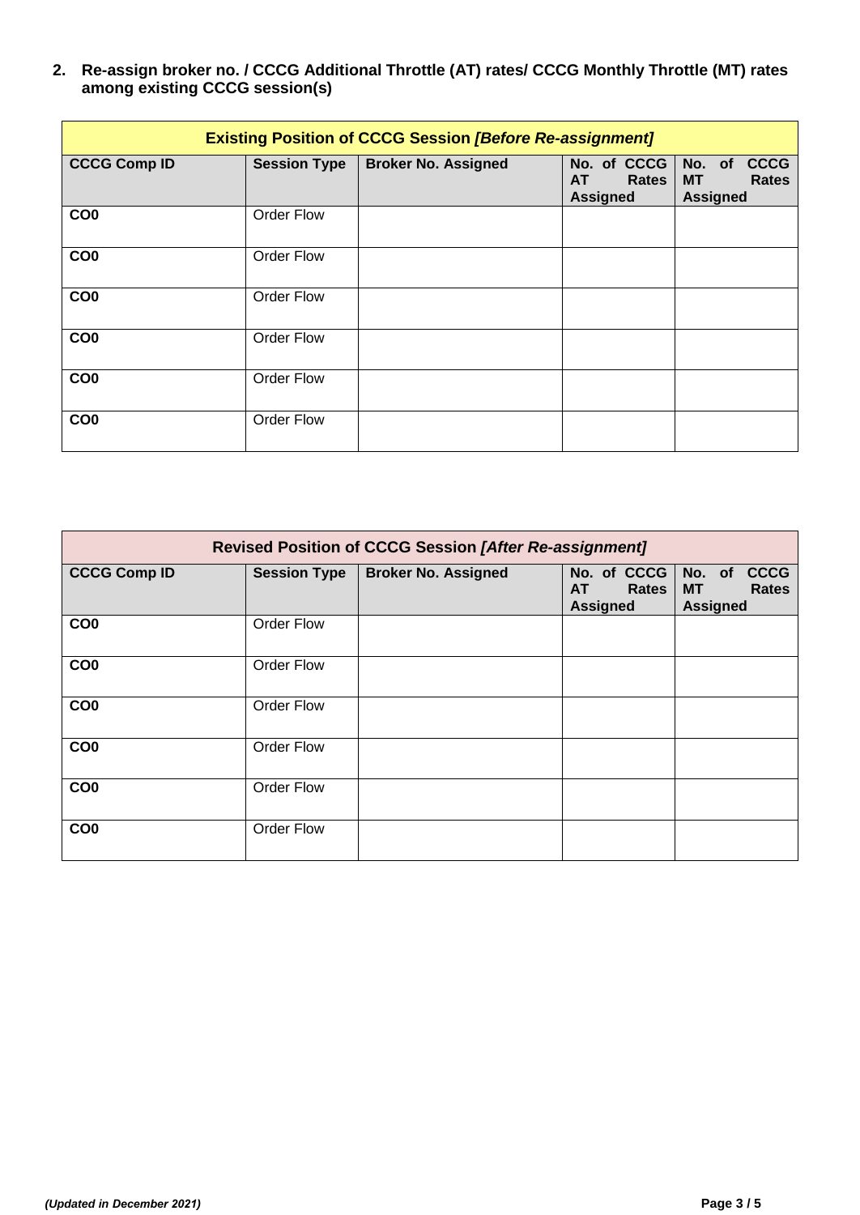**2. Re-assign broker no. / CCCG Additional Throttle (AT) rates/ CCCG Monthly Throttle (MT) rates among existing CCCG session(s)**

| **Existing Position of CCCG Session *[Before Re-assignment]*** | | | | |
|---|---|---|---|---|
| **CCCG Comp ID** | **Session Type** | **Broker No. Assigned** | **No. of CCCG AT Rates Assigned** | **No. of CCCG MT Rates Assigned** |
| **CO0** | Order Flow | | | |
| **CO0** | Order Flow | | | |
| **CO0** | Order Flow | | | |
| **CO0** | Order Flow | | | |
| **CO0** | Order Flow | | | |
| **CO0** | Order Flow | | | |

| **Revised Position of CCCG Session *[After Re-assignment]*** | | | | |
|---|---|---|---|---|
| **CCCG Comp ID** | **Session Type** | **Broker No. Assigned** | **No. of CCCG AT Rates Assigned** | **No. of CCCG MT Rates Assigned** |
| **CO0** | Order Flow | | | |
| **CO0** | Order Flow | | | |
| **CO0** | Order Flow | | | |
| **CO0** | Order Flow | | | |
| **CO0** | Order Flow | | | |
| **CO0** | Order Flow | | | |

***(Updated in December 2021)***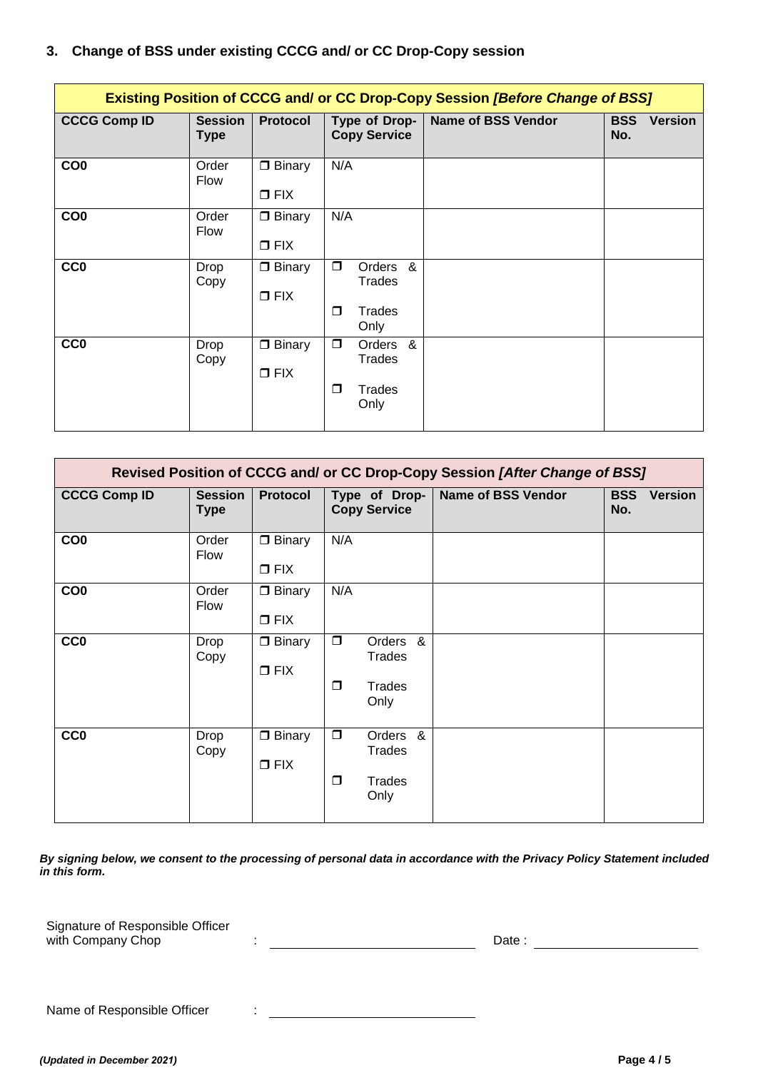### 3. Change of BSS under existing CCCG and/ or CC Drop-Copy session

| **Existing Position of CCCG and/ or CC Drop-Copy Session *[Before Change of BSS]*** | | | | | |
|---|---|---|---|---|---|
| **CCCG Comp ID** | **Session Type** | **Protocol** | **Type of Drop-Copy Service** | **Name of BSS Vendor** | **BSS Version No.** |
| **CO0** | Order Flow | ❐ Binary<br>❐ FIX | N/A | | |
| **CO0** | Order Flow | ❐ Binary<br>❐ FIX | N/A | | |
| **CC0** | Drop Copy | ❐ Binary<br>❐ FIX | ❐ Orders & Trades<br>❐ Trades Only | | |
| **CC0** | Drop Copy | ❐ Binary<br>❐ FIX | ❐ Orders & Trades<br>❐ Trades Only | | |

| **Revised Position of CCCG and/ or CC Drop-Copy Session *[After Change of BSS]*** | | | | | |
|---|---|---|---|---|---|
| **CCCG Comp ID** | **Session Type** | **Protocol** | **Type of Drop-Copy Service** | **Name of BSS Vendor** | **BSS Version No.** |
| **CO0** | Order Flow | ❐ Binary<br>❐ FIX | N/A | | |
| **CO0** | Order Flow | ❐ Binary<br>❐ FIX | N/A | | |
| **CC0** | Drop Copy | ❐ Binary<br>❐ FIX | ❐ Orders & Trades<br>❐ Trades Only | | |
| **CC0** | Drop Copy | ❐ Binary<br>❐ FIX | ❐ Orders & Trades<br>❐ Trades Only | | |

***By signing below, we consent to the processing of personal data in accordance with the Privacy Policy Statement included in this form.***

Signature of Responsible Officer with Company Chop : ______________________________ Date : ________________________

Name of Responsible Officer : ______________________________

*(Updated in December 2021)*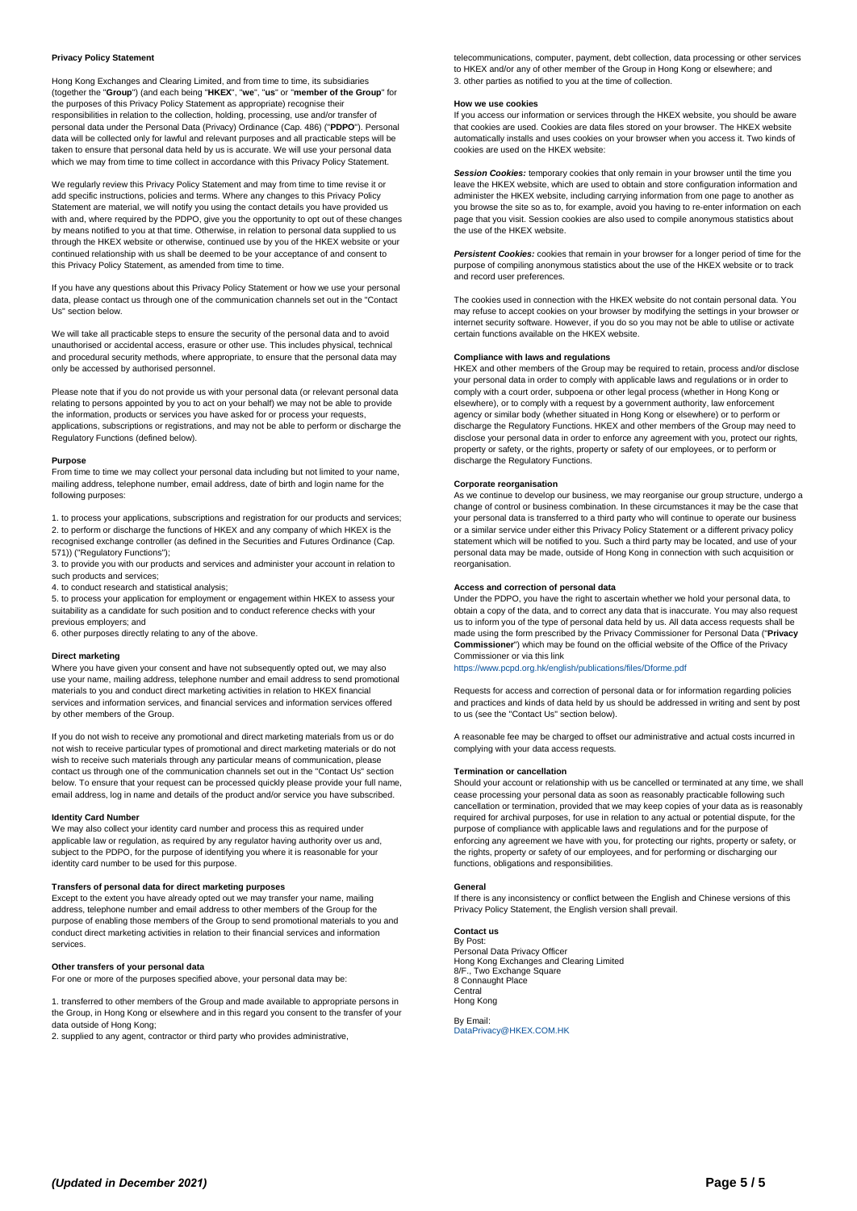## Privacy Policy Statement

Hong Kong Exchanges and Clearing Limited, and from time to time, its subsidiaries (together the "**Group**") (and each being "**HKEX**", "**we**", "**us**" or "**member of the Group**" for the purposes of this Privacy Policy Statement as appropriate) recognise their responsibilities in relation to the collection, holding, processing, use and/or transfer of personal data under the Personal Data (Privacy) Ordinance (Cap. 486) ("**PDPO**"). Personal data will be collected only for lawful and relevant purposes and all practicable steps will be taken to ensure that personal data held by us is accurate. We will use your personal data which we may from time to time collect in accordance with this Privacy Policy Statement.

We regularly review this Privacy Policy Statement and may from time to time revise it or add specific instructions, policies and terms. Where any changes to this Privacy Policy Statement are material, we will notify you using the contact details you have provided us with and, where required by the PDPO, give you the opportunity to opt out of these changes by means notified to you at that time. Otherwise, in relation to personal data supplied to us through the HKEX website or otherwise, continued use by you of the HKEX website or your continued relationship with us shall be deemed to be your acceptance of and consent to this Privacy Policy Statement, as amended from time to time.

If you have any questions about this Privacy Policy Statement or how we use your personal data, please contact us through one of the communication channels set out in the "Contact Us" section below.

We will take all practicable steps to ensure the security of the personal data and to avoid unauthorised or accidental access, erasure or other use. This includes physical, technical and procedural security methods, where appropriate, to ensure that the personal data may only be accessed by authorised personnel.

Please note that if you do not provide us with your personal data (or relevant personal data relating to persons appointed by you to act on your behalf) we may not be able to provide the information, products or services you have asked for or process your requests, applications, subscriptions or registrations, and may not be able to perform or discharge the Regulatory Functions (defined below).

### Purpose

From time to time we may collect your personal data including but not limited to your name, mailing address, telephone number, email address, date of birth and login name for the following purposes:

1. to process your applications, subscriptions and registration for our products and services;
2. to perform or discharge the functions of HKEX and any company of which HKEX is the recognised exchange controller (as defined in the Securities and Futures Ordinance (Cap. 571)) ("Regulatory Functions");
3. to provide you with our products and services and administer your account in relation to such products and services;
4. to conduct research and statistical analysis;
5. to process your application for employment or engagement within HKEX to assess your suitability as a candidate for such position and to conduct reference checks with your previous employers; and
6. other purposes directly relating to any of the above.

### Direct marketing

Where you have given your consent and have not subsequently opted out, we may also use your name, mailing address, telephone number and email address to send promotional materials to you and conduct direct marketing activities in relation to HKEX financial services and information services, and financial services and information services offered by other members of the Group.

If you do not wish to receive any promotional and direct marketing materials from us or do not wish to receive particular types of promotional and direct marketing materials or do not wish to receive such materials through any particular means of communication, please contact us through one of the communication channels set out in the "Contact Us" section below. To ensure that your request can be processed quickly please provide your full name, email address, log in name and details of the product and/or service you have subscribed.

### Identity Card Number

We may also collect your identity card number and process this as required under applicable law or regulation, as required by any regulator having authority over us and, subject to the PDPO, for the purpose of identifying you where it is reasonable for your identity card number to be used for this purpose.

### Transfers of personal data for direct marketing purposes

Except to the extent you have already opted out we may transfer your name, mailing address, telephone number and email address to other members of the Group for the purpose of enabling those members of the Group to send promotional materials to you and conduct direct marketing activities in relation to their financial services and information services.

### Other transfers of your personal data

For one or more of the purposes specified above, your personal data may be:

1. transferred to other members of the Group and made available to appropriate persons in the Group, in Hong Kong or elsewhere and in this regard you consent to the transfer of your data outside of Hong Kong;
2. supplied to any agent, contractor or third party who provides administrative, telecommunications, computer, payment, debt collection, data processing or other services to HKEX and/or any of other member of the Group in Hong Kong or elsewhere; and
3. other parties as notified to you at the time of collection.

### How we use cookies

If you access our information or services through the HKEX website, you should be aware that cookies are used. Cookies are data files stored on your browser. The HKEX website automatically installs and uses cookies on your browser when you access it. Two kinds of cookies are used on the HKEX website:

***Session Cookies:*** temporary cookies that only remain in your browser until the time you leave the HKEX website, which are used to obtain and store configuration information and administer the HKEX website, including carrying information from one page to another as you browse the site so as to, for example, avoid you having to re-enter information on each page that you visit. Session cookies are also used to compile anonymous statistics about the use of the HKEX website.

***Persistent Cookies:*** cookies that remain in your browser for a longer period of time for the purpose of compiling anonymous statistics about the use of the HKEX website or to track and record user preferences.

The cookies used in connection with the HKEX website do not contain personal data. You may refuse to accept cookies on your browser by modifying the settings in your browser or internet security software. However, if you do so you may not be able to utilise or activate certain functions available on the HKEX website.

### Compliance with laws and regulations

HKEX and other members of the Group may be required to retain, process and/or disclose your personal data in order to comply with applicable laws and regulations or in order to comply with a court order, subpoena or other legal process (whether in Hong Kong or elsewhere), or to comply with a request by a government authority, law enforcement agency or similar body (whether situated in Hong Kong or elsewhere) or to perform or discharge the Regulatory Functions. HKEX and other members of the Group may need to disclose your personal data in order to enforce any agreement with you, protect our rights, property or safety, or the rights, property or safety of our employees, or to perform or discharge the Regulatory Functions.

### Corporate reorganisation

As we continue to develop our business, we may reorganise our group structure, undergo a change of control or business combination. In these circumstances it may be the case that your personal data is transferred to a third party who will continue to operate our business or a similar service under either this Privacy Policy Statement or a different privacy policy statement which will be notified to you. Such a third party may be located, and use of your personal data may be made, outside of Hong Kong in connection with such acquisition or reorganisation.

### Access and correction of personal data

Under the PDPO, you have the right to ascertain whether we hold your personal data, to obtain a copy of the data, and to correct any data that is inaccurate. You may also request us to inform you of the type of personal data held by us. All data access requests shall be made using the form prescribed by the Privacy Commissioner for Personal Data ("**Privacy Commissioner**") which may be found on the official website of the Office of the Privacy Commissioner or via this link
https://www.pcpd.org.hk/english/publications/files/Dforme.pdf

Requests for access and correction of personal data or for information regarding policies and practices and kinds of data held by us should be addressed in writing and sent by post to us (see the "Contact Us" section below).

A reasonable fee may be charged to offset our administrative and actual costs incurred in complying with your data access requests.

### Termination or cancellation

Should your account or relationship with us be cancelled or terminated at any time, we shall cease processing your personal data as soon as reasonably practicable following such cancellation or termination, provided that we may keep copies of your data as is reasonably required for archival purposes, for use in relation to any actual or potential dispute, for the purpose of compliance with applicable laws and regulations and for the purpose of enforcing any agreement we have with you, for protecting our rights, property or safety, or the rights, property or safety of our employees, and for performing or discharging our functions, obligations and responsibilities.

### General

If there is any inconsistency or conflict between the English and Chinese versions of this Privacy Policy Statement, the English version shall prevail.

### Contact us

By Post:
Personal Data Privacy Officer
Hong Kong Exchanges and Clearing Limited
8/F., Two Exchange Square
8 Connaught Place
Central
Hong Kong

By Email:
DataPrivacy@HKEX.COM.HK

***(Updated in December 2021)***